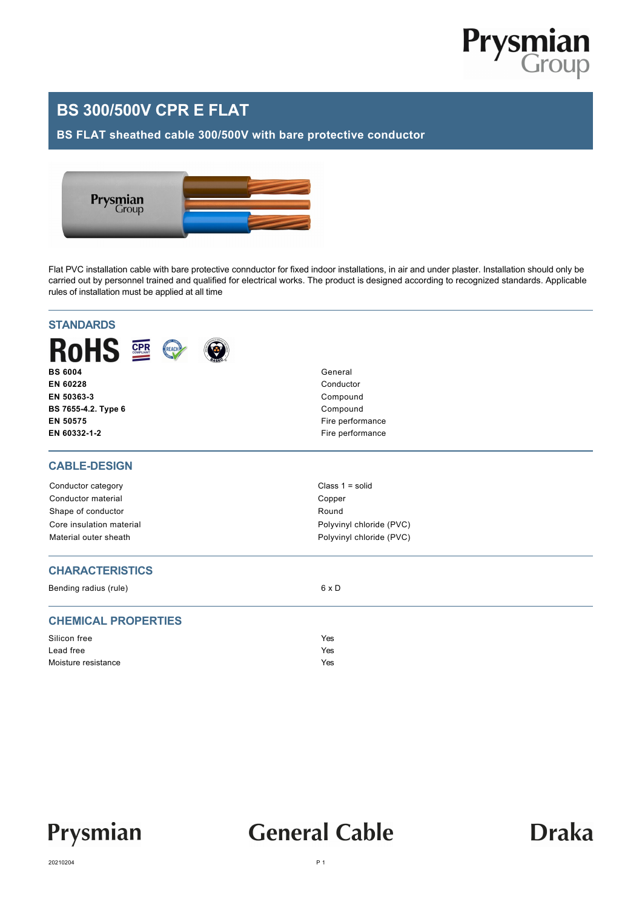# BS 300/500V CPR E FLAT

## BS FLAT sheathed cable 300/500V with bare protective conductor

Flat PVC installation cable with bare protective connductor for fixed indoor installations, in air and under plaster. Installation should only be carried out by personnel trained and qualified for electrical works. The product is designed according to recognized standards. Applicable rules of installation must be applied at all time

## STANDARDS

| | |
|---|---|
| **BS 6004** | General |
| **EN 60228** | Conductor |
| **EN 50363-3** | Compound |
| **BS 7655-4.2. Type 6** | Compound |
| **EN 50575** | Fire performance |
| **EN 60332-1-2** | Fire performance |

## CABLE-DESIGN

| | |
|---|---|
| Conductor category | Class 1 = solid |
| Conductor material | Copper |
| Shape of conductor | Round |
| Core insulation material | Polyvinyl chloride (PVC) |
| Material outer sheath | Polyvinyl chloride (PVC) |

## CHARACTERISTICS

| | |
|---|---|
| Bending radius (rule) | 6 x D |

## CHEMICAL PROPERTIES

| | |
|---|---|
| Silicon free | Yes |
| Lead free | Yes |
| Moisture resistance | Yes |

Prysmian General Cable Draka

20210204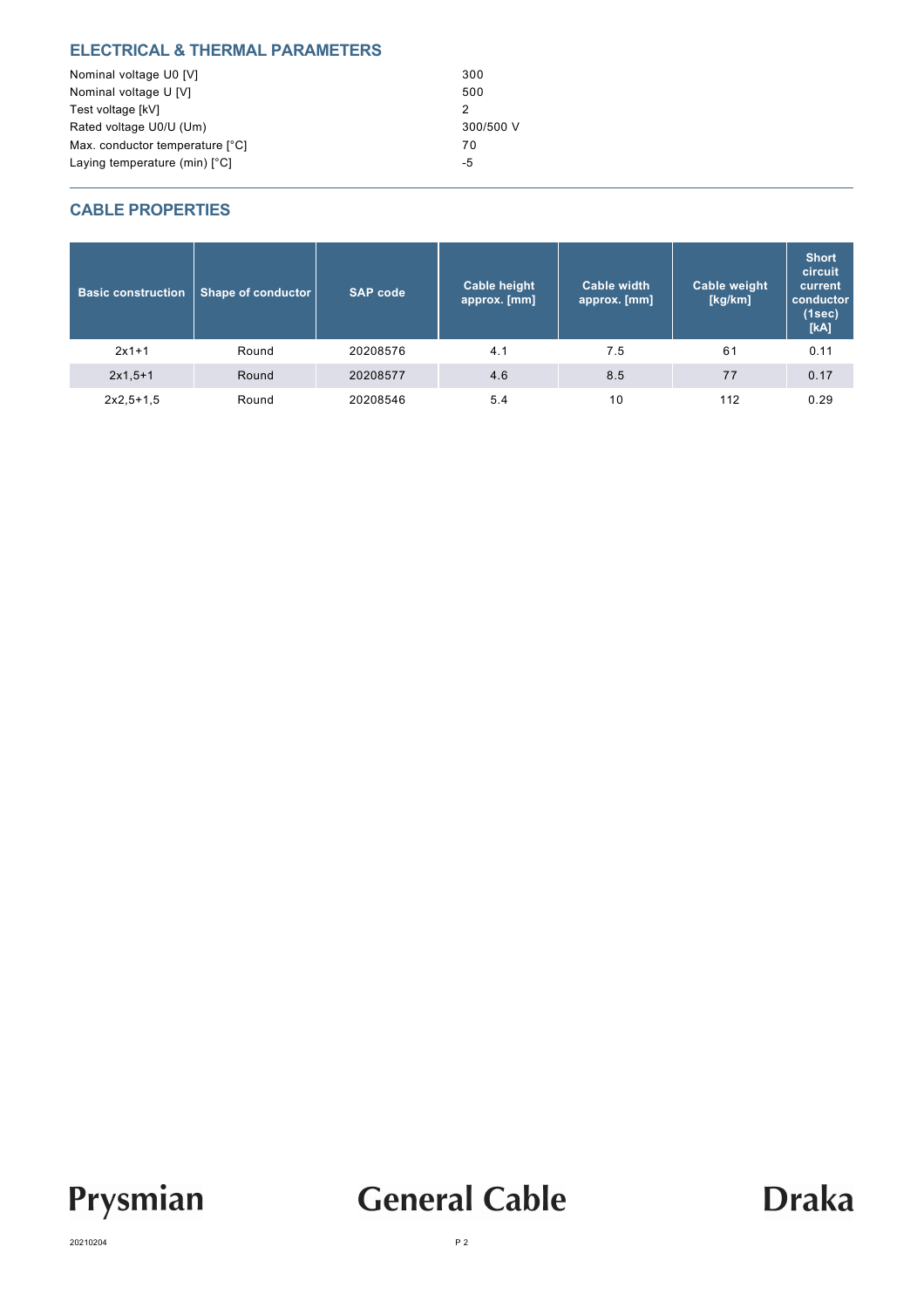## ELECTRICAL & THERMAL PARAMETERS

| | |
|---|---|
| Nominal voltage U0 [V] | 300 |
| Nominal voltage U [V] | 500 |
| Test voltage [kV] | 2 |
| Rated voltage U0/U (Um) | 300/500 V |
| Max. conductor temperature [°C] | 70 |
| Laying temperature (min) [°C] | -5 |

## CABLE PROPERTIES

| Basic construction | Shape of conductor | SAP code | Cable height approx. [mm] | Cable width approx. [mm] | Cable weight [kg/km] | Short circuit current conductor (1sec) [kA] |
|---|---|---|---|---|---|---|
| 2x1+1 | Round | 20208576 | 4.1 | 7.5 | 61 | 0.11 |
| 2x1,5+1 | Round | 20208577 | 4.6 | 8.5 | 77 | 0.17 |
| 2x2,5+1,5 | Round | 20208546 | 5.4 | 10 | 112 | 0.29 |

Prysmian General Cable Draka

20210204